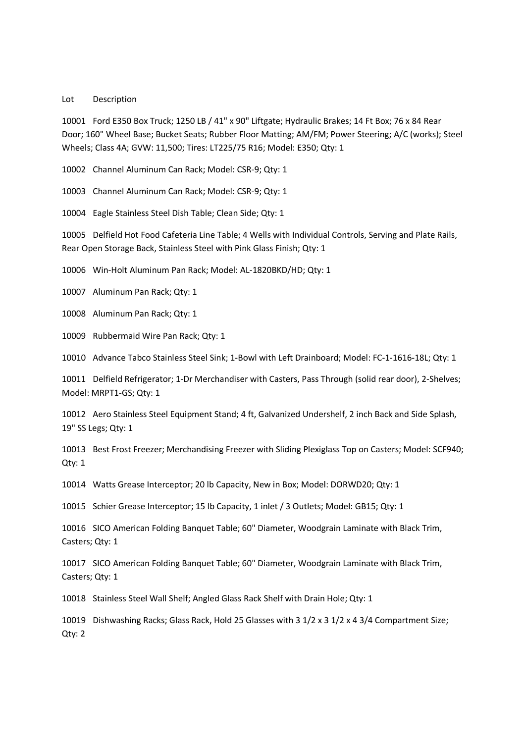Lot Description

10001 Ford E350 Box Truck; 1250 LB / 41" x 90" Liftgate; Hydraulic Brakes; 14 Ft Box; 76 x 84 Rear Door; 160" Wheel Base; Bucket Seats; Rubber Floor Matting; AM/FM; Power Steering; A/C (works); Steel Wheels; Class 4A; GVW: 11,500; Tires: LT225/75 R16; Model: E350; Qty: 1

10002 Channel Aluminum Can Rack; Model: CSR-9; Qty: 1

10003 Channel Aluminum Can Rack; Model: CSR-9; Qty: 1

10004 Eagle Stainless Steel Dish Table; Clean Side; Qty: 1

10005 Delfield Hot Food Cafeteria Line Table; 4 Wells with Individual Controls, Serving and Plate Rails, Rear Open Storage Back, Stainless Steel with Pink Glass Finish; Qty: 1

10006 Win-Holt Aluminum Pan Rack; Model: AL-1820BKD/HD; Qty: 1

10007 Aluminum Pan Rack; Qty: 1

10008 Aluminum Pan Rack; Qty: 1

10009 Rubbermaid Wire Pan Rack; Qty: 1

10010 Advance Tabco Stainless Steel Sink; 1-Bowl with Left Drainboard; Model: FC-1-1616-18L; Qty: 1

10011 Delfield Refrigerator; 1-Dr Merchandiser with Casters, Pass Through (solid rear door), 2-Shelves; Model: MRPT1-GS; Qty: 1

10012 Aero Stainless Steel Equipment Stand; 4 ft, Galvanized Undershelf, 2 inch Back and Side Splash, 19" SS Legs; Qty: 1

10013 Best Frost Freezer; Merchandising Freezer with Sliding Plexiglass Top on Casters; Model: SCF940; Qty: 1

10014 Watts Grease Interceptor; 20 lb Capacity, New in Box; Model: DORWD20; Qty: 1

10015 Schier Grease Interceptor; 15 lb Capacity, 1 inlet / 3 Outlets; Model: GB15; Qty: 1

10016 SICO American Folding Banquet Table; 60" Diameter, Woodgrain Laminate with Black Trim, Casters; Qty: 1

10017 SICO American Folding Banquet Table; 60" Diameter, Woodgrain Laminate with Black Trim, Casters; Qty: 1

10018 Stainless Steel Wall Shelf; Angled Glass Rack Shelf with Drain Hole; Qty: 1

10019 Dishwashing Racks; Glass Rack, Hold 25 Glasses with 3 1/2 x 3 1/2 x 4 3/4 Compartment Size; Qty: 2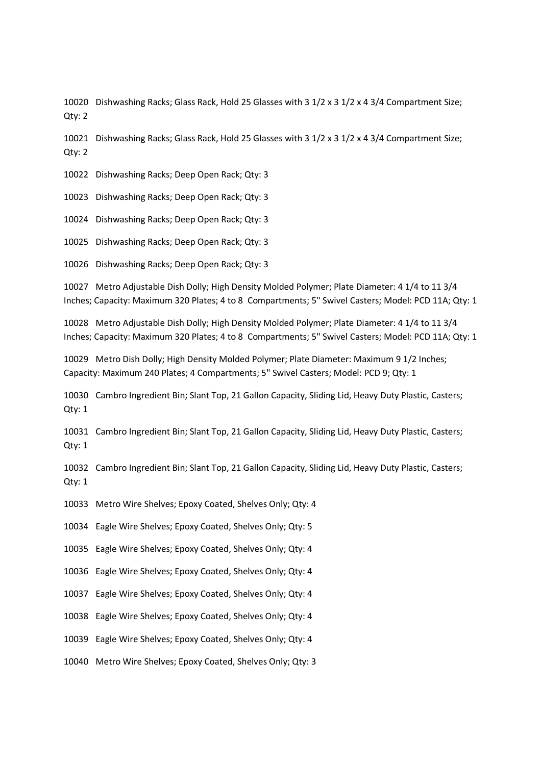10020 Dishwashing Racks; Glass Rack, Hold 25 Glasses with 3 1/2 x 3 1/2 x 4 3/4 Compartment Size; Qty: 2

10021 Dishwashing Racks; Glass Rack, Hold 25 Glasses with 3 1/2 x 3 1/2 x 4 3/4 Compartment Size; Qty: 2

10022 Dishwashing Racks; Deep Open Rack; Qty: 3

10023 Dishwashing Racks; Deep Open Rack; Qty: 3

10024 Dishwashing Racks; Deep Open Rack; Qty: 3

10025 Dishwashing Racks; Deep Open Rack; Qty: 3

10026 Dishwashing Racks; Deep Open Rack; Qty: 3

10027 Metro Adjustable Dish Dolly; High Density Molded Polymer; Plate Diameter: 4 1/4 to 11 3/4 Inches; Capacity: Maximum 320 Plates; 4 to 8 Compartments; 5" Swivel Casters; Model: PCD 11A; Qty: 1

10028 Metro Adjustable Dish Dolly; High Density Molded Polymer; Plate Diameter: 4 1/4 to 11 3/4 Inches; Capacity: Maximum 320 Plates; 4 to 8 Compartments; 5" Swivel Casters; Model: PCD 11A; Qty: 1

10029 Metro Dish Dolly; High Density Molded Polymer; Plate Diameter: Maximum 9 1/2 Inches; Capacity: Maximum 240 Plates; 4 Compartments; 5" Swivel Casters; Model: PCD 9; Qty: 1

10030 Cambro Ingredient Bin; Slant Top, 21 Gallon Capacity, Sliding Lid, Heavy Duty Plastic, Casters; Qty: 1

10031 Cambro Ingredient Bin; Slant Top, 21 Gallon Capacity, Sliding Lid, Heavy Duty Plastic, Casters; Qty: 1

10032 Cambro Ingredient Bin; Slant Top, 21 Gallon Capacity, Sliding Lid, Heavy Duty Plastic, Casters; Qty: 1

10033 Metro Wire Shelves; Epoxy Coated, Shelves Only; Qty: 4

10034 Eagle Wire Shelves; Epoxy Coated, Shelves Only; Qty: 5

10035 Eagle Wire Shelves; Epoxy Coated, Shelves Only; Qty: 4

10036 Eagle Wire Shelves; Epoxy Coated, Shelves Only; Qty: 4

10037 Eagle Wire Shelves; Epoxy Coated, Shelves Only; Qty: 4

10038 Eagle Wire Shelves; Epoxy Coated, Shelves Only; Qty: 4

10039 Eagle Wire Shelves; Epoxy Coated, Shelves Only; Qty: 4

10040 Metro Wire Shelves; Epoxy Coated, Shelves Only; Qty: 3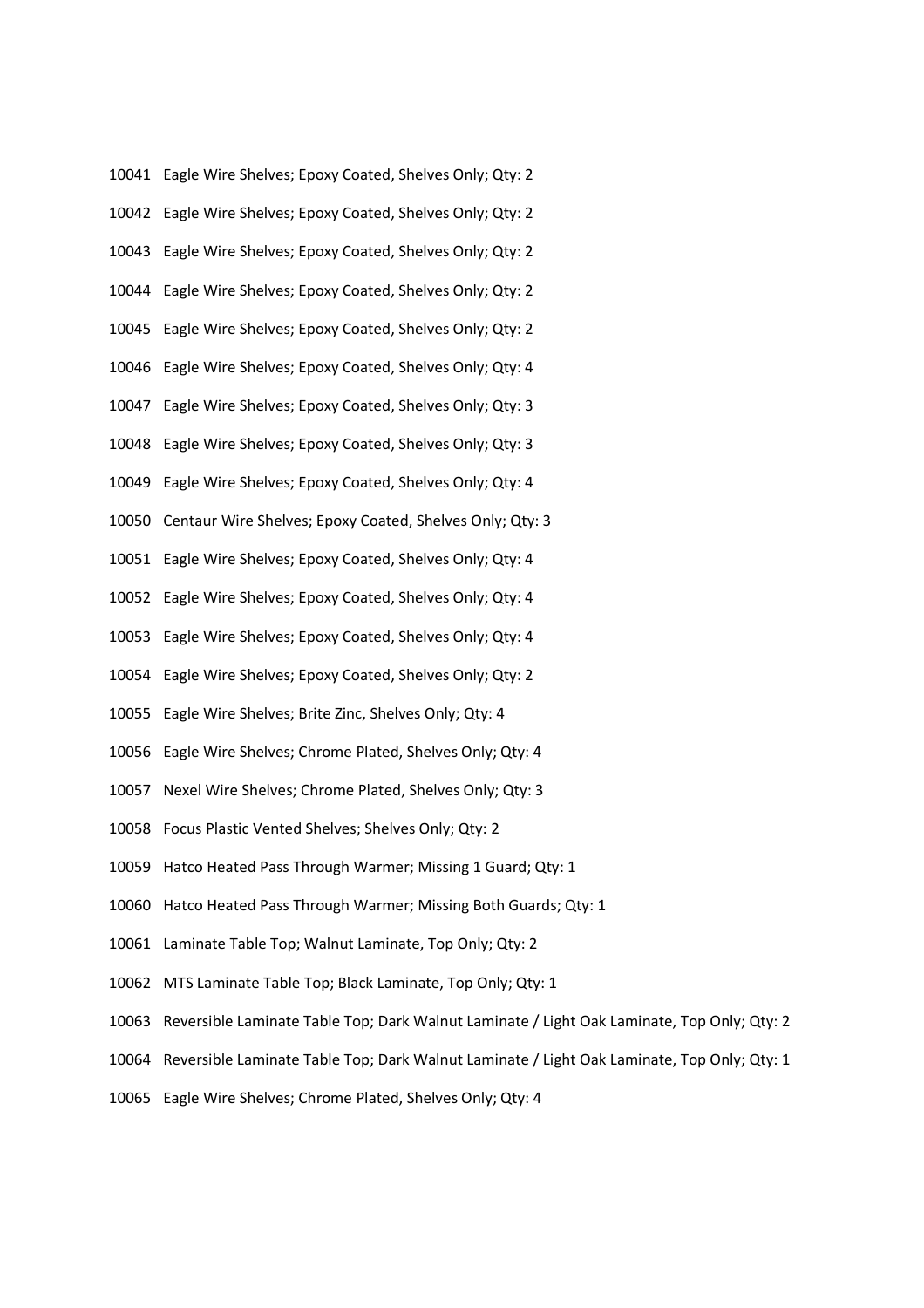10041 Eagle Wire Shelves; Epoxy Coated, Shelves Only; Qty: 2

10042 Eagle Wire Shelves; Epoxy Coated, Shelves Only; Qty: 2

10043 Eagle Wire Shelves; Epoxy Coated, Shelves Only; Qty: 2

10044 Eagle Wire Shelves; Epoxy Coated, Shelves Only; Qty: 2

10045 Eagle Wire Shelves; Epoxy Coated, Shelves Only; Qty: 2

10046 Eagle Wire Shelves; Epoxy Coated, Shelves Only; Qty: 4

10047 Eagle Wire Shelves; Epoxy Coated, Shelves Only; Qty: 3

10048 Eagle Wire Shelves; Epoxy Coated, Shelves Only; Qty: 3

10049 Eagle Wire Shelves; Epoxy Coated, Shelves Only; Qty: 4

10050 Centaur Wire Shelves; Epoxy Coated, Shelves Only; Qty: 3

10051 Eagle Wire Shelves; Epoxy Coated, Shelves Only; Qty: 4

10052 Eagle Wire Shelves; Epoxy Coated, Shelves Only; Qty: 4

10053 Eagle Wire Shelves; Epoxy Coated, Shelves Only; Qty: 4

10054 Eagle Wire Shelves; Epoxy Coated, Shelves Only; Qty: 2

10055 Eagle Wire Shelves; Brite Zinc, Shelves Only; Qty: 4

10056 Eagle Wire Shelves; Chrome Plated, Shelves Only; Qty: 4

10057 Nexel Wire Shelves; Chrome Plated, Shelves Only; Qty: 3

10058 Focus Plastic Vented Shelves; Shelves Only; Qty: 2

10059 Hatco Heated Pass Through Warmer; Missing 1 Guard; Qty: 1

10060 Hatco Heated Pass Through Warmer; Missing Both Guards; Qty: 1

10061 Laminate Table Top; Walnut Laminate, Top Only; Qty: 2

10062 MTS Laminate Table Top; Black Laminate, Top Only; Qty: 1

10063 Reversible Laminate Table Top; Dark Walnut Laminate / Light Oak Laminate, Top Only; Qty: 2

10064 Reversible Laminate Table Top; Dark Walnut Laminate / Light Oak Laminate, Top Only; Qty: 1

10065 Eagle Wire Shelves; Chrome Plated, Shelves Only; Qty: 4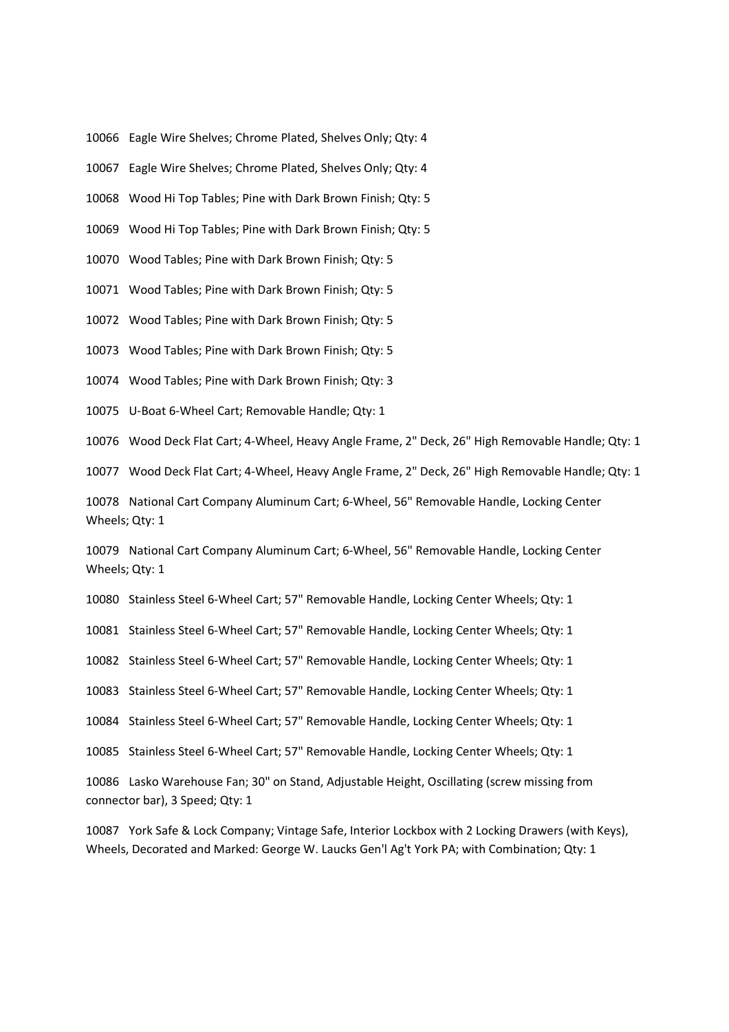10066 Eagle Wire Shelves; Chrome Plated, Shelves Only; Qty: 4

10067 Eagle Wire Shelves; Chrome Plated, Shelves Only; Qty: 4

10068 Wood Hi Top Tables; Pine with Dark Brown Finish; Qty: 5

10069 Wood Hi Top Tables; Pine with Dark Brown Finish; Qty: 5

10070 Wood Tables; Pine with Dark Brown Finish; Qty: 5

10071 Wood Tables; Pine with Dark Brown Finish; Qty: 5

10072 Wood Tables; Pine with Dark Brown Finish; Qty: 5

10073 Wood Tables; Pine with Dark Brown Finish; Qty: 5

10074 Wood Tables; Pine with Dark Brown Finish; Qty: 3

10075 U-Boat 6-Wheel Cart; Removable Handle; Qty: 1

10076 Wood Deck Flat Cart; 4-Wheel, Heavy Angle Frame, 2" Deck, 26" High Removable Handle; Qty: 1

10077 Wood Deck Flat Cart; 4-Wheel, Heavy Angle Frame, 2" Deck, 26" High Removable Handle; Qty: 1

10078 National Cart Company Aluminum Cart; 6-Wheel, 56" Removable Handle, Locking Center Wheels; Qty: 1

10079 National Cart Company Aluminum Cart; 6-Wheel, 56" Removable Handle, Locking Center Wheels; Qty: 1

10080 Stainless Steel 6-Wheel Cart; 57" Removable Handle, Locking Center Wheels; Qty: 1

10081 Stainless Steel 6-Wheel Cart; 57" Removable Handle, Locking Center Wheels; Qty: 1

10082 Stainless Steel 6-Wheel Cart; 57" Removable Handle, Locking Center Wheels; Qty: 1

10083 Stainless Steel 6-Wheel Cart; 57" Removable Handle, Locking Center Wheels; Qty: 1

10084 Stainless Steel 6-Wheel Cart; 57" Removable Handle, Locking Center Wheels; Qty: 1

10085 Stainless Steel 6-Wheel Cart; 57" Removable Handle, Locking Center Wheels; Qty: 1

10086 Lasko Warehouse Fan; 30" on Stand, Adjustable Height, Oscillating (screw missing from connector bar), 3 Speed; Qty: 1

10087 York Safe & Lock Company; Vintage Safe, Interior Lockbox with 2 Locking Drawers (with Keys), Wheels, Decorated and Marked: George W. Laucks Gen'l Ag't York PA; with Combination; Qty: 1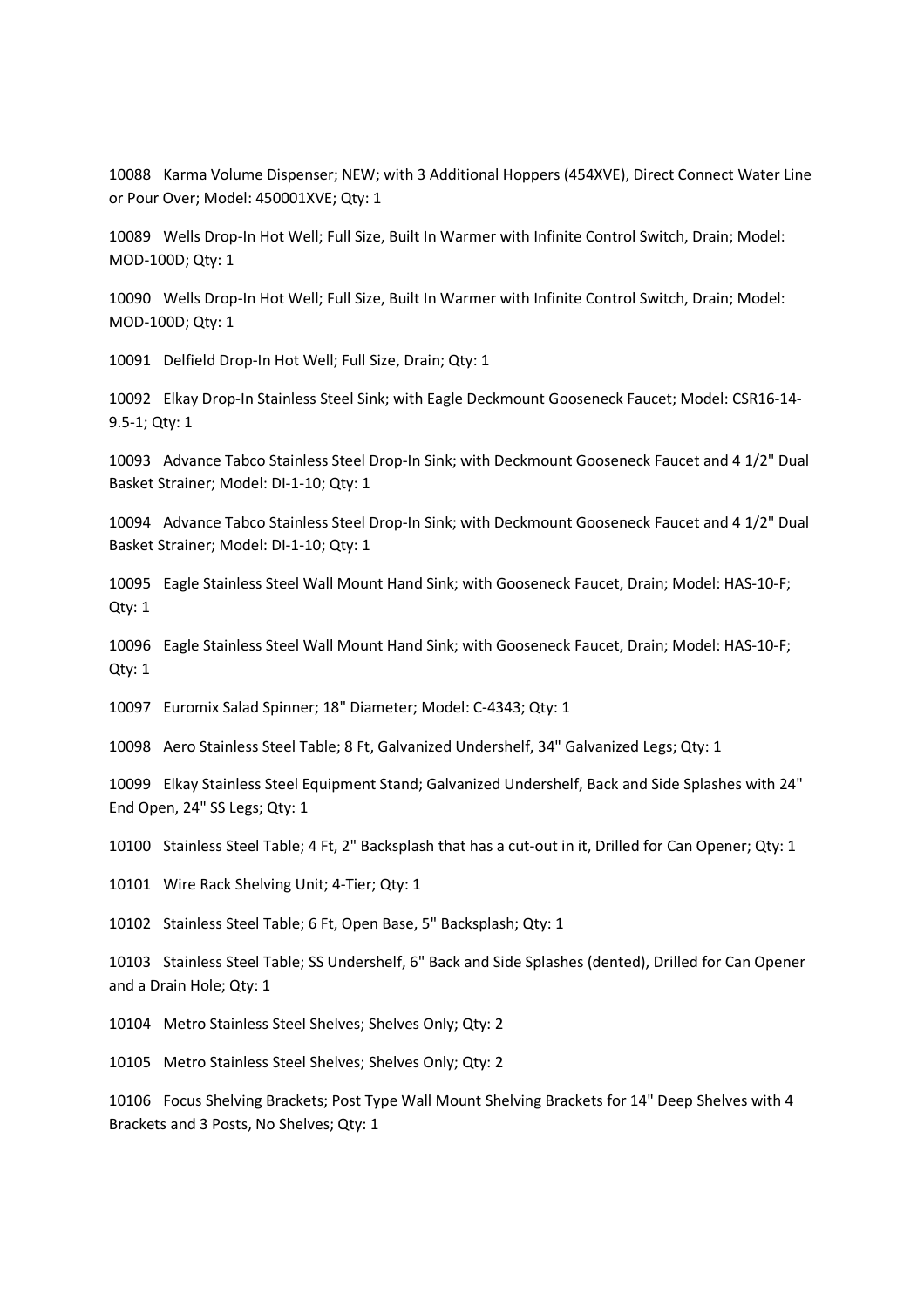10088 Karma Volume Dispenser; NEW; with 3 Additional Hoppers (454XVE), Direct Connect Water Line or Pour Over; Model: 450001XVE; Qty: 1

10089 Wells Drop-In Hot Well; Full Size, Built In Warmer with Infinite Control Switch, Drain; Model: MOD-100D; Qty: 1

10090 Wells Drop-In Hot Well; Full Size, Built In Warmer with Infinite Control Switch, Drain; Model: MOD-100D; Qty: 1

10091 Delfield Drop-In Hot Well; Full Size, Drain; Qty: 1

10092 Elkay Drop-In Stainless Steel Sink; with Eagle Deckmount Gooseneck Faucet; Model: CSR16-14-9.5-1; Qty: 1

10093 Advance Tabco Stainless Steel Drop-In Sink; with Deckmount Gooseneck Faucet and 4 1/2" Dual Basket Strainer; Model: DI-1-10; Qty: 1

10094 Advance Tabco Stainless Steel Drop-In Sink; with Deckmount Gooseneck Faucet and 4 1/2" Dual Basket Strainer; Model: DI-1-10; Qty: 1

10095 Eagle Stainless Steel Wall Mount Hand Sink; with Gooseneck Faucet, Drain; Model: HAS-10-F; Qty: 1

10096 Eagle Stainless Steel Wall Mount Hand Sink; with Gooseneck Faucet, Drain; Model: HAS-10-F; Qty: 1

10097 Euromix Salad Spinner; 18" Diameter; Model: C-4343; Qty: 1

10098 Aero Stainless Steel Table; 8 Ft, Galvanized Undershelf, 34" Galvanized Legs; Qty: 1

10099 Elkay Stainless Steel Equipment Stand; Galvanized Undershelf, Back and Side Splashes with 24" End Open, 24" SS Legs; Qty: 1

10100 Stainless Steel Table; 4 Ft, 2" Backsplash that has a cut-out in it, Drilled for Can Opener; Qty: 1

10101 Wire Rack Shelving Unit; 4-Tier; Qty: 1

10102 Stainless Steel Table; 6 Ft, Open Base, 5" Backsplash; Qty: 1

10103 Stainless Steel Table; SS Undershelf, 6" Back and Side Splashes (dented), Drilled for Can Opener and a Drain Hole; Qty: 1

10104 Metro Stainless Steel Shelves; Shelves Only; Qty: 2

10105 Metro Stainless Steel Shelves; Shelves Only; Qty: 2

10106 Focus Shelving Brackets; Post Type Wall Mount Shelving Brackets for 14" Deep Shelves with 4 Brackets and 3 Posts, No Shelves; Qty: 1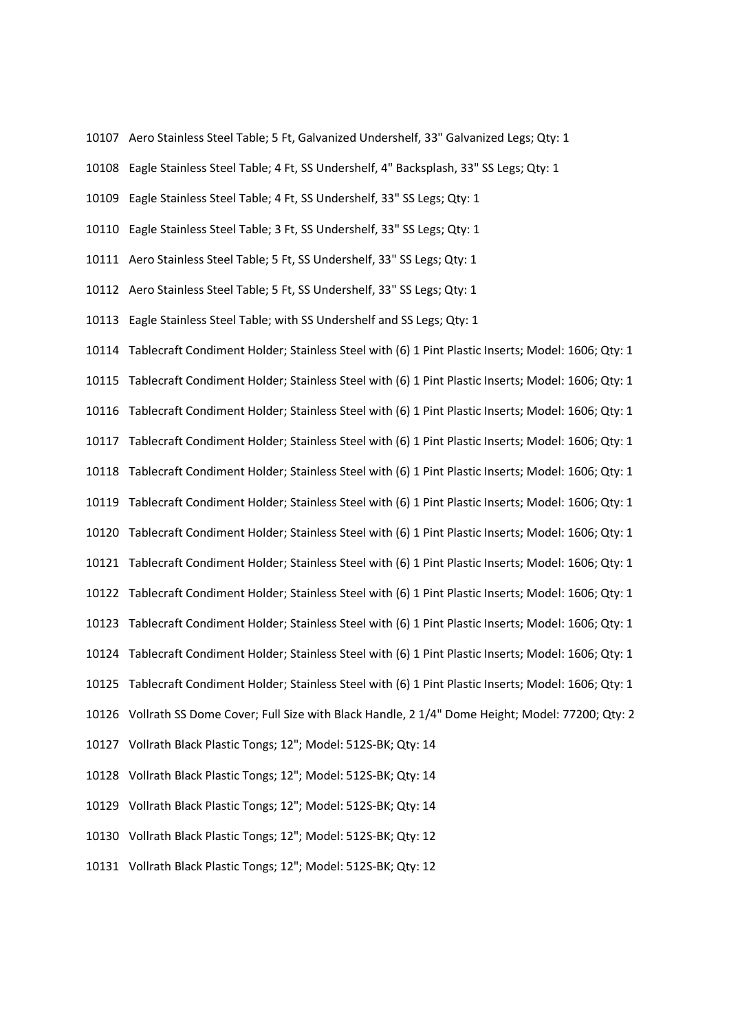10107 Aero Stainless Steel Table; 5 Ft, Galvanized Undershelf, 33" Galvanized Legs; Qty: 1

10108 Eagle Stainless Steel Table; 4 Ft, SS Undershelf, 4" Backsplash, 33" SS Legs; Qty: 1

10109 Eagle Stainless Steel Table; 4 Ft, SS Undershelf, 33" SS Legs; Qty: 1

10110 Eagle Stainless Steel Table; 3 Ft, SS Undershelf, 33" SS Legs; Qty: 1

10111 Aero Stainless Steel Table; 5 Ft, SS Undershelf, 33" SS Legs; Qty: 1

10112 Aero Stainless Steel Table; 5 Ft, SS Undershelf, 33" SS Legs; Qty: 1

10113 Eagle Stainless Steel Table; with SS Undershelf and SS Legs; Qty: 1

10114 Tablecraft Condiment Holder; Stainless Steel with (6) 1 Pint Plastic Inserts; Model: 1606; Qty: 1

10115 Tablecraft Condiment Holder; Stainless Steel with (6) 1 Pint Plastic Inserts; Model: 1606; Qty: 1

10116 Tablecraft Condiment Holder; Stainless Steel with (6) 1 Pint Plastic Inserts; Model: 1606; Qty: 1

10117 Tablecraft Condiment Holder; Stainless Steel with (6) 1 Pint Plastic Inserts; Model: 1606; Qty: 1

10118 Tablecraft Condiment Holder; Stainless Steel with (6) 1 Pint Plastic Inserts; Model: 1606; Qty: 1

10119 Tablecraft Condiment Holder; Stainless Steel with (6) 1 Pint Plastic Inserts; Model: 1606; Qty: 1

10120 Tablecraft Condiment Holder; Stainless Steel with (6) 1 Pint Plastic Inserts; Model: 1606; Qty: 1

10121 Tablecraft Condiment Holder; Stainless Steel with (6) 1 Pint Plastic Inserts; Model: 1606; Qty: 1

10122 Tablecraft Condiment Holder; Stainless Steel with (6) 1 Pint Plastic Inserts; Model: 1606; Qty: 1

10123 Tablecraft Condiment Holder; Stainless Steel with (6) 1 Pint Plastic Inserts; Model: 1606; Qty: 1

10124 Tablecraft Condiment Holder; Stainless Steel with (6) 1 Pint Plastic Inserts; Model: 1606; Qty: 1

10125 Tablecraft Condiment Holder; Stainless Steel with (6) 1 Pint Plastic Inserts; Model: 1606; Qty: 1

10126 Vollrath SS Dome Cover; Full Size with Black Handle, 2 1/4" Dome Height; Model: 77200; Qty: 2

10127 Vollrath Black Plastic Tongs; 12"; Model: 512S-BK; Qty: 14

10128 Vollrath Black Plastic Tongs; 12"; Model: 512S-BK; Qty: 14

10129 Vollrath Black Plastic Tongs; 12"; Model: 512S-BK; Qty: 14

10130 Vollrath Black Plastic Tongs; 12"; Model: 512S-BK; Qty: 12

10131 Vollrath Black Plastic Tongs; 12"; Model: 512S-BK; Qty: 12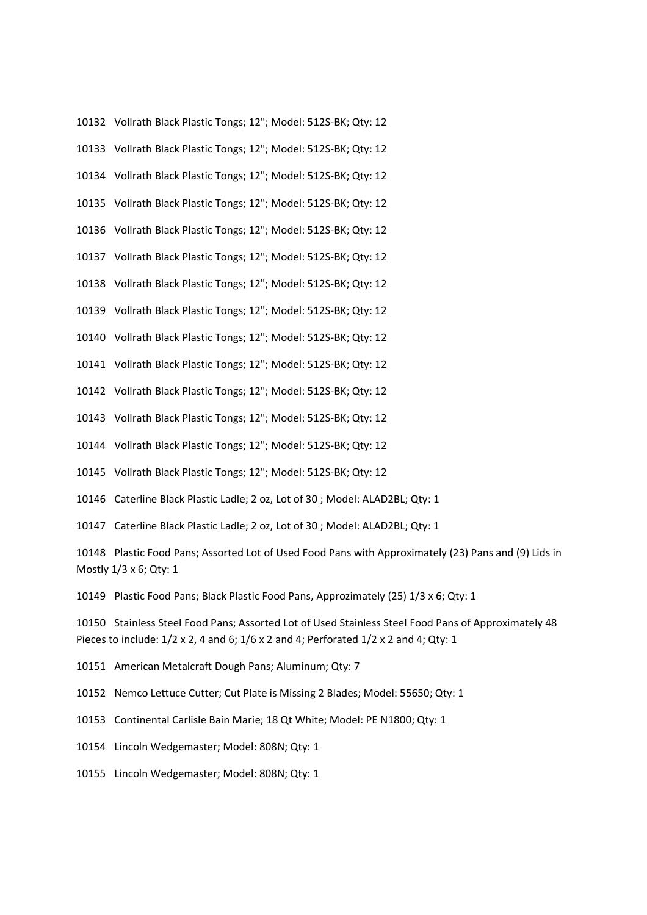10132 Vollrath Black Plastic Tongs; 12"; Model: 512S-BK; Qty: 12

10133 Vollrath Black Plastic Tongs; 12"; Model: 512S-BK; Qty: 12

10134 Vollrath Black Plastic Tongs; 12"; Model: 512S-BK; Qty: 12

10135 Vollrath Black Plastic Tongs; 12"; Model: 512S-BK; Qty: 12

10136 Vollrath Black Plastic Tongs; 12"; Model: 512S-BK; Qty: 12

10137 Vollrath Black Plastic Tongs; 12"; Model: 512S-BK; Qty: 12

10138 Vollrath Black Plastic Tongs; 12"; Model: 512S-BK; Qty: 12

10139 Vollrath Black Plastic Tongs; 12"; Model: 512S-BK; Qty: 12

10140 Vollrath Black Plastic Tongs; 12"; Model: 512S-BK; Qty: 12

10141 Vollrath Black Plastic Tongs; 12"; Model: 512S-BK; Qty: 12

10142 Vollrath Black Plastic Tongs; 12"; Model: 512S-BK; Qty: 12

10143 Vollrath Black Plastic Tongs; 12"; Model: 512S-BK; Qty: 12

10144 Vollrath Black Plastic Tongs; 12"; Model: 512S-BK; Qty: 12

10145 Vollrath Black Plastic Tongs; 12"; Model: 512S-BK; Qty: 12

10146 Caterline Black Plastic Ladle; 2 oz, Lot of 30 ; Model: ALAD2BL; Qty: 1

10147 Caterline Black Plastic Ladle; 2 oz, Lot of 30 ; Model: ALAD2BL; Qty: 1

10148 Plastic Food Pans; Assorted Lot of Used Food Pans with Approximately (23) Pans and (9) Lids in Mostly 1/3 x 6; Qty: 1

10149 Plastic Food Pans; Black Plastic Food Pans, Approzimately (25) 1/3 x 6; Qty: 1

10150 Stainless Steel Food Pans; Assorted Lot of Used Stainless Steel Food Pans of Approximately 48 Pieces to include: 1/2 x 2, 4 and 6; 1/6 x 2 and 4; Perforated 1/2 x 2 and 4; Qty: 1

10151 American Metalcraft Dough Pans; Aluminum; Qty: 7

10152 Nemco Lettuce Cutter; Cut Plate is Missing 2 Blades; Model: 55650; Qty: 1

10153 Continental Carlisle Bain Marie; 18 Qt White; Model: PE N1800; Qty: 1

10154 Lincoln Wedgemaster; Model: 808N; Qty: 1

10155 Lincoln Wedgemaster; Model: 808N; Qty: 1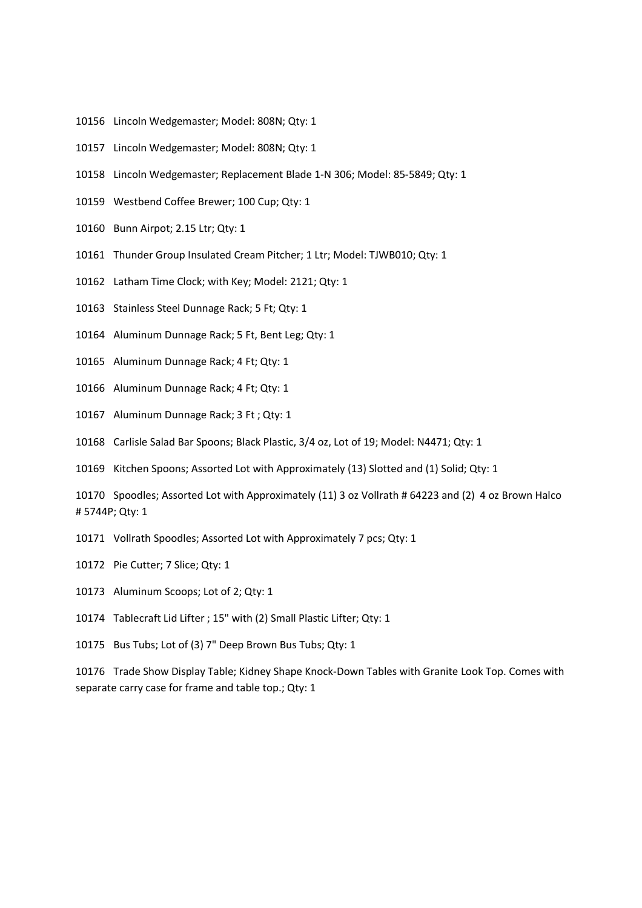10156 Lincoln Wedgemaster; Model: 808N; Qty: 1

10157 Lincoln Wedgemaster; Model: 808N; Qty: 1

10158 Lincoln Wedgemaster; Replacement Blade 1-N 306; Model: 85-5849; Qty: 1

10159 Westbend Coffee Brewer; 100 Cup; Qty: 1

10160 Bunn Airpot; 2.15 Ltr; Qty: 1

10161 Thunder Group Insulated Cream Pitcher; 1 Ltr; Model: TJWB010; Qty: 1

10162 Latham Time Clock; with Key; Model: 2121; Qty: 1

10163 Stainless Steel Dunnage Rack; 5 Ft; Qty: 1

10164 Aluminum Dunnage Rack; 5 Ft, Bent Leg; Qty: 1

10165 Aluminum Dunnage Rack; 4 Ft; Qty: 1

10166 Aluminum Dunnage Rack; 4 Ft; Qty: 1

10167 Aluminum Dunnage Rack; 3 Ft ; Qty: 1

10168 Carlisle Salad Bar Spoons; Black Plastic, 3/4 oz, Lot of 19; Model: N4471; Qty: 1

10169 Kitchen Spoons; Assorted Lot with Approximately (13) Slotted and (1) Solid; Qty: 1

10170 Spoodles; Assorted Lot with Approximately (11) 3 oz Vollrath # 64223 and (2) 4 oz Brown Halco # 5744P; Qty: 1

10171 Vollrath Spoodles; Assorted Lot with Approximately 7 pcs; Qty: 1

10172 Pie Cutter; 7 Slice; Qty: 1

10173 Aluminum Scoops; Lot of 2; Qty: 1

10174 Tablecraft Lid Lifter ; 15" with (2) Small Plastic Lifter; Qty: 1

10175 Bus Tubs; Lot of (3) 7" Deep Brown Bus Tubs; Qty: 1

10176 Trade Show Display Table; Kidney Shape Knock-Down Tables with Granite Look Top. Comes with separate carry case for frame and table top.; Qty: 1